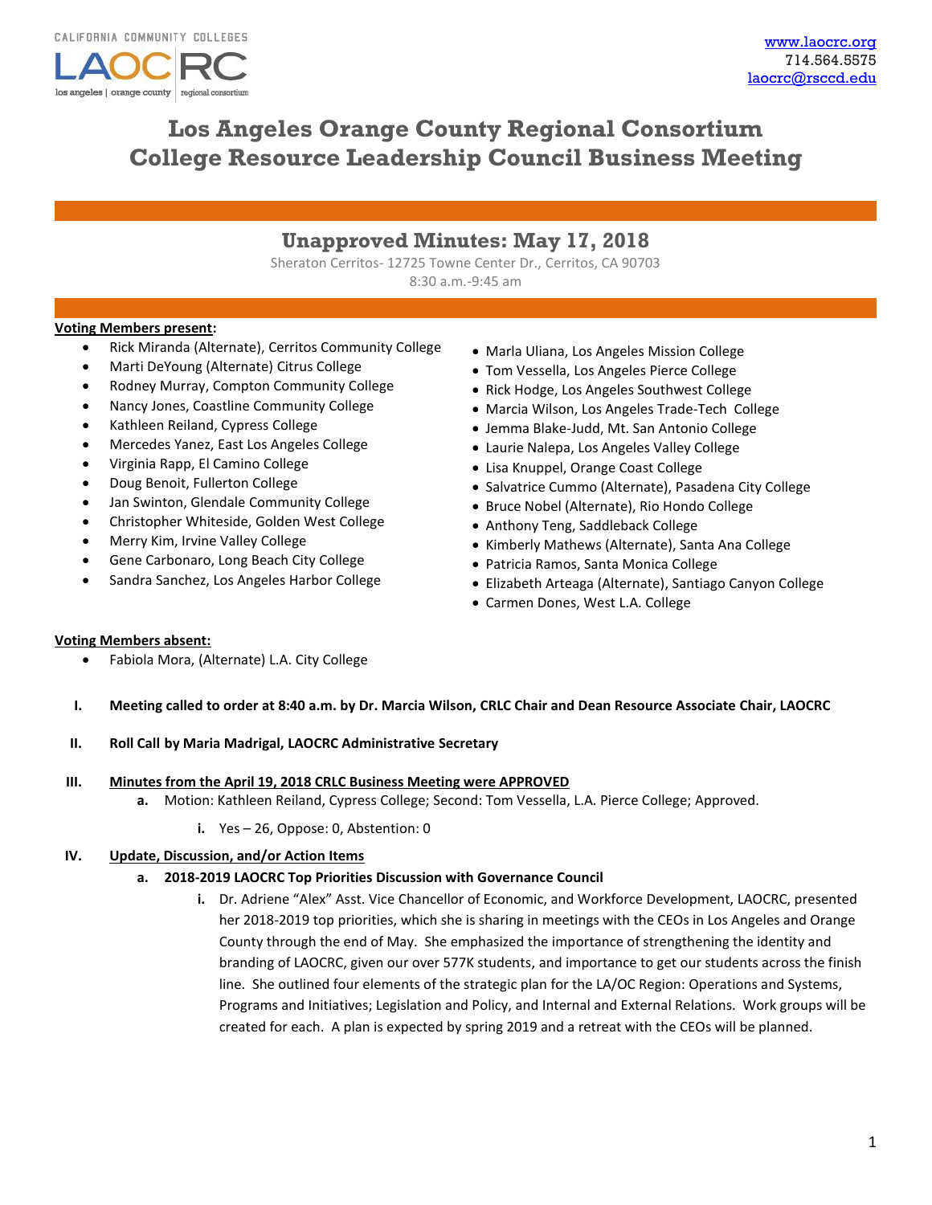CALIFORNIA COMMUNITY COLLEGES

LAOCRC
los angeles | orange county | regional consortium

www.laocrc.org
714.564.5575
laocrc@rsccd.edu

# Los Angeles Orange County Regional Consortium
# College Resource Leadership Council Business Meeting

## Unapproved Minutes: May 17, 2018

Sheraton Cerritos- 12725 Towne Center Dr., Cerritos, CA 90703
8:30 a.m.-9:45 am

**Voting Members present:**

- Rick Miranda (Alternate), Cerritos Community College
- Marti DeYoung (Alternate) Citrus College
- Rodney Murray, Compton Community College
- Nancy Jones, Coastline Community College
- Kathleen Reiland, Cypress College
- Mercedes Yanez, East Los Angeles College
- Virginia Rapp, El Camino College
- Doug Benoit, Fullerton College
- Jan Swinton, Glendale Community College
- Christopher Whiteside, Golden West College
- Merry Kim, Irvine Valley College
- Gene Carbonaro, Long Beach City College
- Sandra Sanchez, Los Angeles Harbor College
- Marla Uliana, Los Angeles Mission College
- Tom Vessella, Los Angeles Pierce College
- Rick Hodge, Los Angeles Southwest College
- Marcia Wilson, Los Angeles Trade-Tech College
- Jemma Blake-Judd, Mt. San Antonio College
- Laurie Nalepa, Los Angeles Valley College
- Lisa Knuppel, Orange Coast College
- Salvatrice Cummo (Alternate), Pasadena City College
- Bruce Nobel (Alternate), Rio Hondo College
- Anthony Teng, Saddleback College
- Kimberly Mathews (Alternate), Santa Ana College
- Patricia Ramos, Santa Monica College
- Elizabeth Arteaga (Alternate), Santiago Canyon College
- Carmen Dones, West L.A. College

**Voting Members absent:**

- Fabiola Mora, (Alternate) L.A. City College

I. **Meeting called to order at 8:40 a.m. by Dr. Marcia Wilson, CRLC Chair and Dean Resource Associate Chair, LAOCRC**

II. **Roll Call by Maria Madrigal, LAOCRC Administrative Secretary**

III. **Minutes from the April 19, 2018 CRLC Business Meeting were APPROVED**

   a. Motion: Kathleen Reiland, Cypress College; Second: Tom Vessella, L.A. Pierce College; Approved.

      i. Yes – 26, Oppose: 0, Abstention: 0

IV. **Update, Discussion, and/or Action Items**

   a. **2018-2019 LAOCRC Top Priorities Discussion with Governance Council**

      i. Dr. Adriene "Alex" Asst. Vice Chancellor of Economic, and Workforce Development, LAOCRC, presented her 2018-2019 top priorities, which she is sharing in meetings with the CEOs in Los Angeles and Orange County through the end of May. She emphasized the importance of strengthening the identity and branding of LAOCRC, given our over 577K students, and importance to get our students across the finish line. She outlined four elements of the strategic plan for the LA/OC Region: Operations and Systems, Programs and Initiatives; Legislation and Policy, and Internal and External Relations. Work groups will be created for each. A plan is expected by spring 2019 and a retreat with the CEOs will be planned.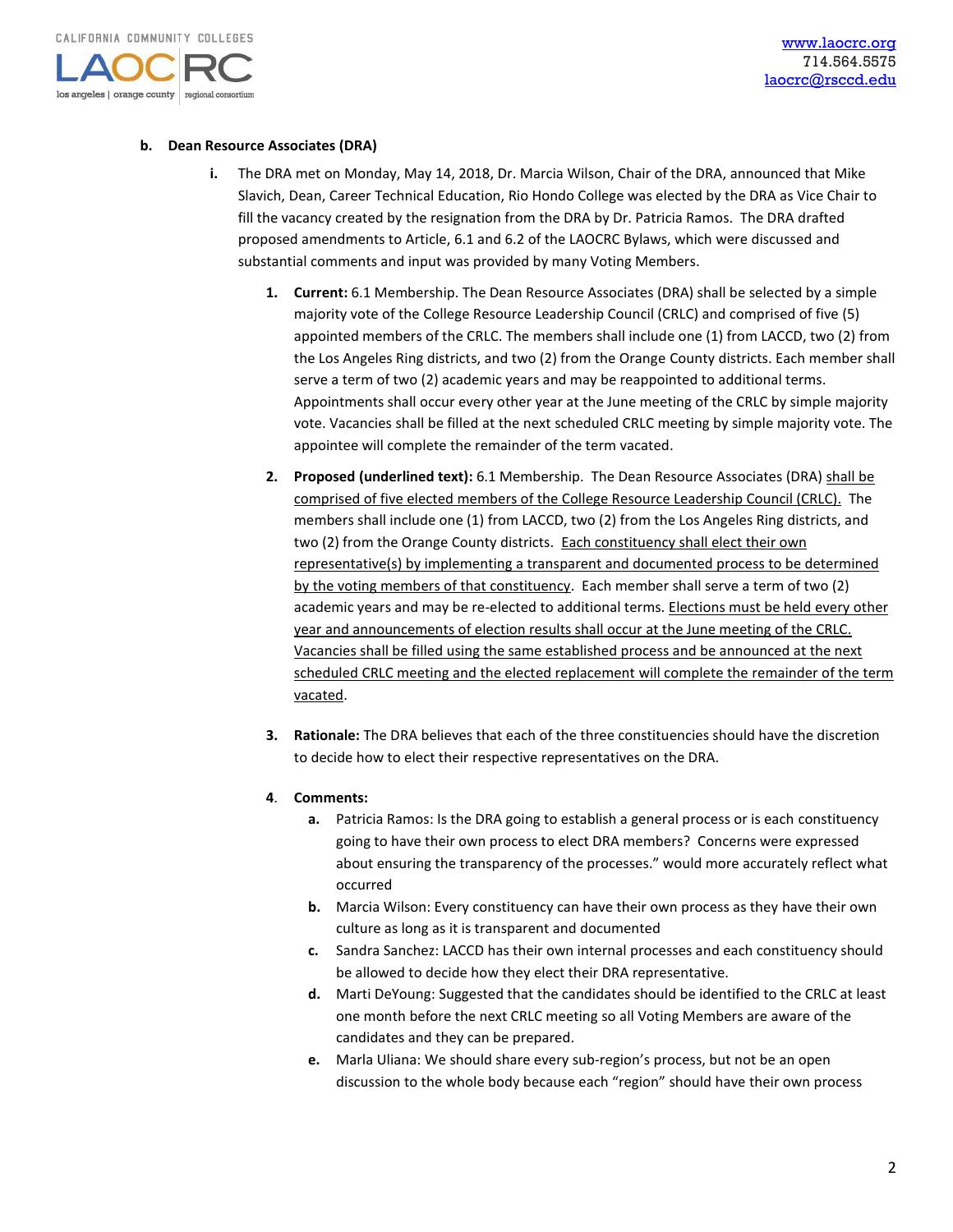**b. Dean Resource Associates (DRA)**

i. The DRA met on Monday, May 14, 2018, Dr. Marcia Wilson, Chair of the DRA, announced that Mike Slavich, Dean, Career Technical Education, Rio Hondo College was elected by the DRA as Vice Chair to fill the vacancy created by the resignation from the DRA by Dr. Patricia Ramos. The DRA drafted proposed amendments to Article, 6.1 and 6.2 of the LAOCRC Bylaws, which were discussed and substantial comments and input was provided by many Voting Members.

1. **Current:** 6.1 Membership. The Dean Resource Associates (DRA) shall be selected by a simple majority vote of the College Resource Leadership Council (CRLC) and comprised of five (5) appointed members of the CRLC. The members shall include one (1) from LACCD, two (2) from the Los Angeles Ring districts, and two (2) from the Orange County districts. Each member shall serve a term of two (2) academic years and may be reappointed to additional terms. Appointments shall occur every other year at the June meeting of the CRLC by simple majority vote. Vacancies shall be filled at the next scheduled CRLC meeting by simple majority vote. The appointee will complete the remainder of the term vacated.

2. **Proposed (underlined text):** 6.1 Membership. The Dean Resource Associates (DRA) <u>shall be comprised of five elected members of the College Resource Leadership Council (CRLC).</u> The members shall include one (1) from LACCD, two (2) from the Los Angeles Ring districts, and two (2) from the Orange County districts. <u>Each constituency shall elect their own representative(s) by implementing a transparent and documented process to be determined by the voting members of that constituency</u>. Each member shall serve a term of two (2) academic years and may be re-elected to additional terms. <u>Elections must be held every other year and announcements of election results shall occur at the June meeting of the CRLC. Vacancies shall be filled using the same established process and be announced at the next scheduled CRLC meeting and the elected replacement will complete the remainder of the term vacated</u>.

3. **Rationale:** The DRA believes that each of the three constituencies should have the discretion to decide how to elect their respective representatives on the DRA.

4. **Comments:**
   a. Patricia Ramos: Is the DRA going to establish a general process or is each constituency going to have their own process to elect DRA members? Concerns were expressed about ensuring the transparency of the processes." would more accurately reflect what occurred
   b. Marcia Wilson: Every constituency can have their own process as they have their own culture as long as it is transparent and documented
   c. Sandra Sanchez: LACCD has their own internal processes and each constituency should be allowed to decide how they elect their DRA representative.
   d. Marti DeYoung: Suggested that the candidates should be identified to the CRLC at least one month before the next CRLC meeting so all Voting Members are aware of the candidates and they can be prepared.
   e. Marla Uliana: We should share every sub-region's process, but not be an open discussion to the whole body because each "region" should have their own process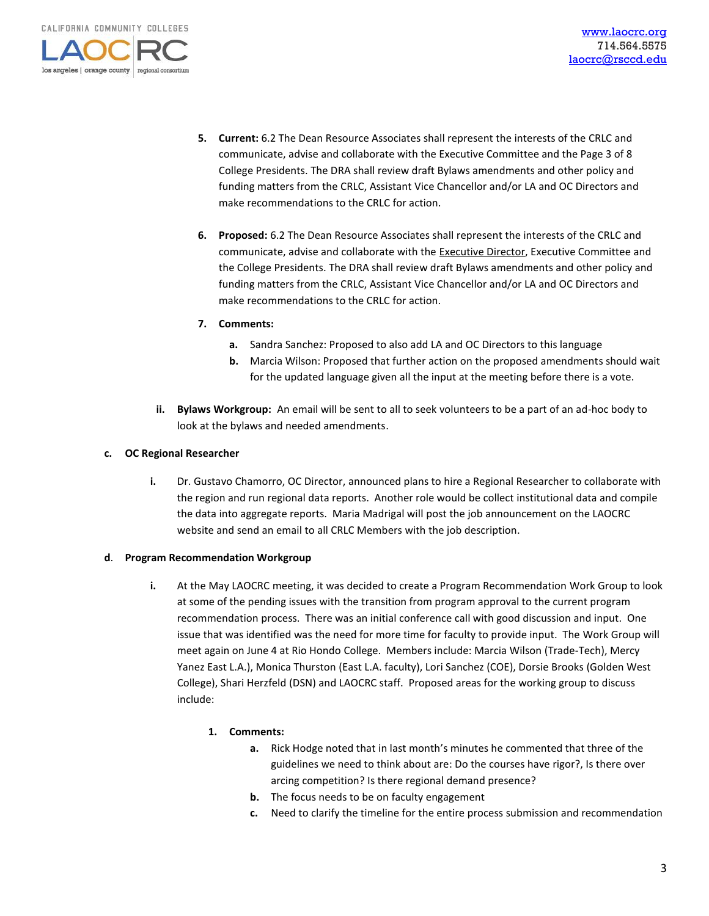5. **Current:** 6.2 The Dean Resource Associates shall represent the interests of the CRLC and communicate, advise and collaborate with the Executive Committee and the Page 3 of 8 College Presidents. The DRA shall review draft Bylaws amendments and other policy and funding matters from the CRLC, Assistant Vice Chancellor and/or LA and OC Directors and make recommendations to the CRLC for action.

6. **Proposed:** 6.2 The Dean Resource Associates shall represent the interests of the CRLC and communicate, advise and collaborate with the Executive Director, Executive Committee and the College Presidents. The DRA shall review draft Bylaws amendments and other policy and funding matters from the CRLC, Assistant Vice Chancellor and/or LA and OC Directors and make recommendations to the CRLC for action.

7. **Comments:**
   a. Sandra Sanchez: Proposed to also add LA and OC Directors to this language
   b. Marcia Wilson: Proposed that further action on the proposed amendments should wait for the updated language given all the input at the meeting before there is a vote.

ii. **Bylaws Workgroup:** An email will be sent to all to seek volunteers to be a part of an ad-hoc body to look at the bylaws and needed amendments.

**c. OC Regional Researcher**

i. Dr. Gustavo Chamorro, OC Director, announced plans to hire a Regional Researcher to collaborate with the region and run regional data reports. Another role would be collect institutional data and compile the data into aggregate reports. Maria Madrigal will post the job announcement on the LAOCRC website and send an email to all CRLC Members with the job description.

**d. Program Recommendation Workgroup**

i. At the May LAOCRC meeting, it was decided to create a Program Recommendation Work Group to look at some of the pending issues with the transition from program approval to the current program recommendation process. There was an initial conference call with good discussion and input. One issue that was identified was the need for more time for faculty to provide input. The Work Group will meet again on June 4 at Rio Hondo College. Members include: Marcia Wilson (Trade-Tech), Mercy Yanez East L.A.), Monica Thurston (East L.A. faculty), Lori Sanchez (COE), Dorsie Brooks (Golden West College), Shari Herzfeld (DSN) and LAOCRC staff. Proposed areas for the working group to discuss include:

1. **Comments:**
   a. Rick Hodge noted that in last month's minutes he commented that three of the guidelines we need to think about are: Do the courses have rigor?, Is there over arcing competition? Is there regional demand presence?
   b. The focus needs to be on faculty engagement
   c. Need to clarify the timeline for the entire process submission and recommendation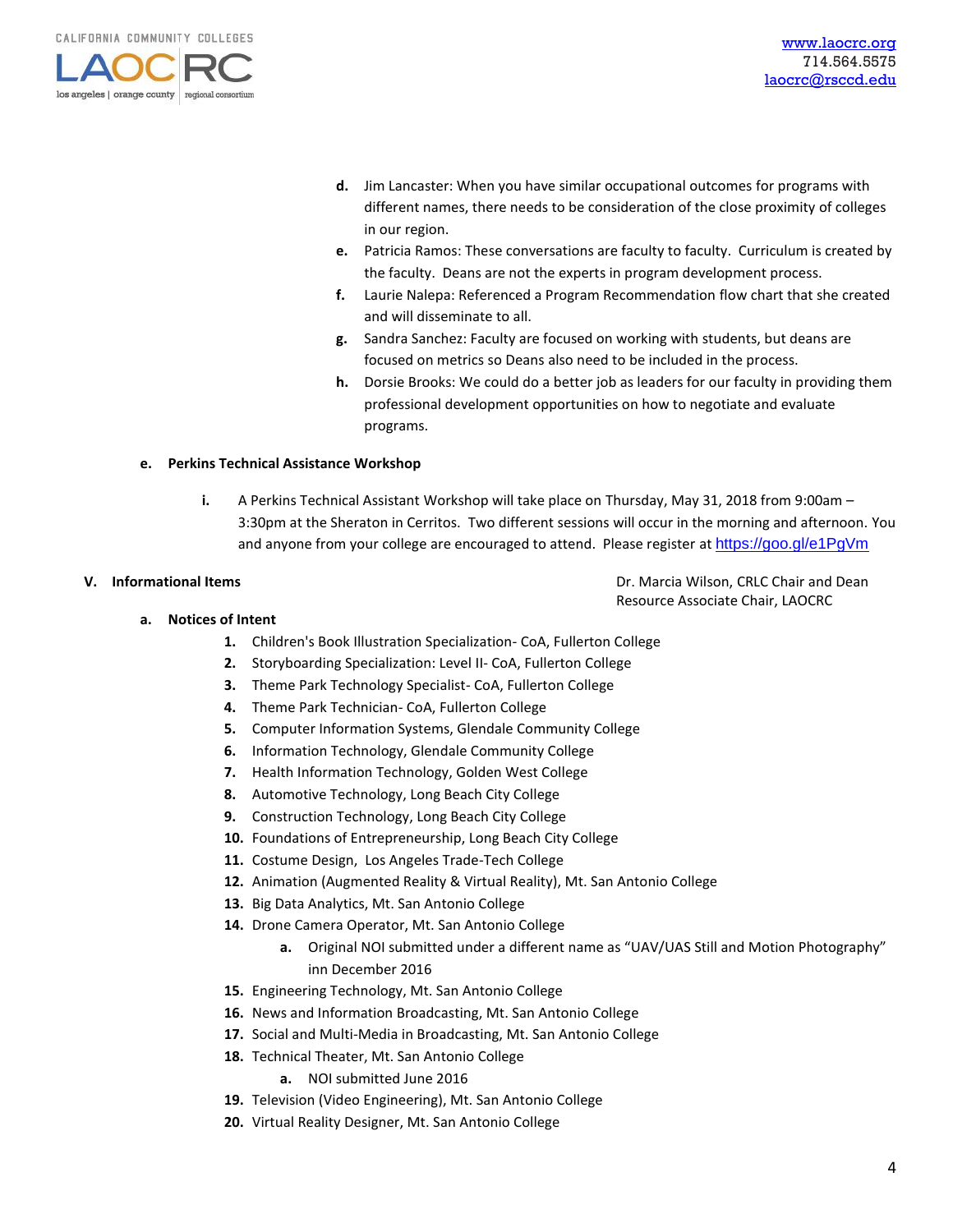d. Jim Lancaster: When you have similar occupational outcomes for programs with different names, there needs to be consideration of the close proximity of colleges in our region.
e. Patricia Ramos: These conversations are faculty to faculty. Curriculum is created by the faculty. Deans are not the experts in program development process.
f. Laurie Nalepa: Referenced a Program Recommendation flow chart that she created and will disseminate to all.
g. Sandra Sanchez: Faculty are focused on working with students, but deans are focused on metrics so Deans also need to be included in the process.
h. Dorsie Brooks: We could do a better job as leaders for our faculty in providing them professional development opportunities on how to negotiate and evaluate programs.

**e. Perkins Technical Assistance Workshop**

i. A Perkins Technical Assistant Workshop will take place on Thursday, May 31, 2018 from 9:00am – 3:30pm at the Sheraton in Cerritos. Two different sessions will occur in the morning and afternoon. You and anyone from your college are encouraged to attend. Please register at https://goo.gl/e1PgVm

**V. Informational Items**

Dr. Marcia Wilson, CRLC Chair and Dean Resource Associate Chair, LAOCRC

**a. Notices of Intent**

1. Children's Book Illustration Specialization- CoA, Fullerton College
2. Storyboarding Specialization: Level II- CoA, Fullerton College
3. Theme Park Technology Specialist- CoA, Fullerton College
4. Theme Park Technician- CoA, Fullerton College
5. Computer Information Systems, Glendale Community College
6. Information Technology, Glendale Community College
7. Health Information Technology, Golden West College
8. Automotive Technology, Long Beach City College
9. Construction Technology, Long Beach City College
10. Foundations of Entrepreneurship, Long Beach City College
11. Costume Design, Los Angeles Trade-Tech College
12. Animation (Augmented Reality & Virtual Reality), Mt. San Antonio College
13. Big Data Analytics, Mt. San Antonio College
14. Drone Camera Operator, Mt. San Antonio College
    a. Original NOI submitted under a different name as "UAV/UAS Still and Motion Photography" inn December 2016
15. Engineering Technology, Mt. San Antonio College
16. News and Information Broadcasting, Mt. San Antonio College
17. Social and Multi-Media in Broadcasting, Mt. San Antonio College
18. Technical Theater, Mt. San Antonio College
    a. NOI submitted June 2016
19. Television (Video Engineering), Mt. San Antonio College
20. Virtual Reality Designer, Mt. San Antonio College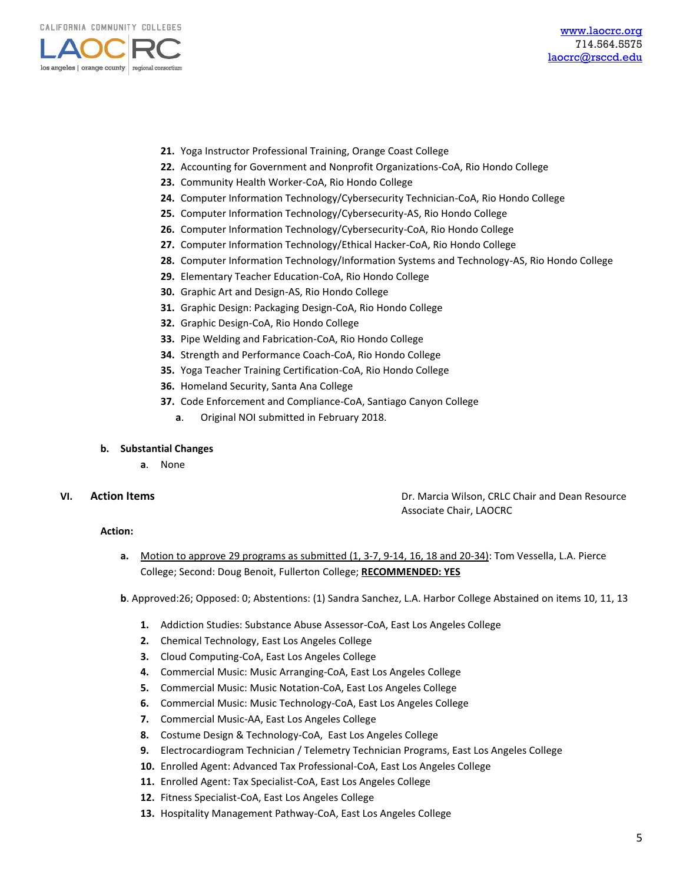21. Yoga Instructor Professional Training, Orange Coast College
22. Accounting for Government and Nonprofit Organizations-CoA, Rio Hondo College
23. Community Health Worker-CoA, Rio Hondo College
24. Computer Information Technology/Cybersecurity Technician-CoA, Rio Hondo College
25. Computer Information Technology/Cybersecurity-AS, Rio Hondo College
26. Computer Information Technology/Cybersecurity-CoA, Rio Hondo College
27. Computer Information Technology/Ethical Hacker-CoA, Rio Hondo College
28. Computer Information Technology/Information Systems and Technology-AS, Rio Hondo College
29. Elementary Teacher Education-CoA, Rio Hondo College
30. Graphic Art and Design-AS, Rio Hondo College
31. Graphic Design: Packaging Design-CoA, Rio Hondo College
32. Graphic Design-CoA, Rio Hondo College
33. Pipe Welding and Fabrication-CoA, Rio Hondo College
34. Strength and Performance Coach-CoA, Rio Hondo College
35. Yoga Teacher Training Certification-CoA, Rio Hondo College
36. Homeland Security, Santa Ana College
37. Code Enforcement and Compliance-CoA, Santiago Canyon College
    a. Original NOI submitted in February 2018.

**b. Substantial Changes**

a. None

## VI. Action Items

Dr. Marcia Wilson, CRLC Chair and Dean Resource Associate Chair, LAOCRC

**Action:**

**a.** Motion to approve 29 programs as submitted (1, 3-7, 9-14, 16, 18 and 20-34): Tom Vessella, L.A. Pierce College; Second: Doug Benoit, Fullerton College; **RECOMMENDED: YES**

**b**. Approved:26; Opposed: 0; Abstentions: (1) Sandra Sanchez, L.A. Harbor College Abstained on items 10, 11, 13

1. Addiction Studies: Substance Abuse Assessor-CoA, East Los Angeles College
2. Chemical Technology, East Los Angeles College
3. Cloud Computing-CoA, East Los Angeles College
4. Commercial Music: Music Arranging-CoA, East Los Angeles College
5. Commercial Music: Music Notation-CoA, East Los Angeles College
6. Commercial Music: Music Technology-CoA, East Los Angeles College
7. Commercial Music-AA, East Los Angeles College
8. Costume Design & Technology-CoA, East Los Angeles College
9. Electrocardiogram Technician / Telemetry Technician Programs, East Los Angeles College
10. Enrolled Agent: Advanced Tax Professional-CoA, East Los Angeles College
11. Enrolled Agent: Tax Specialist-CoA, East Los Angeles College
12. Fitness Specialist-CoA, East Los Angeles College
13. Hospitality Management Pathway-CoA, East Los Angeles College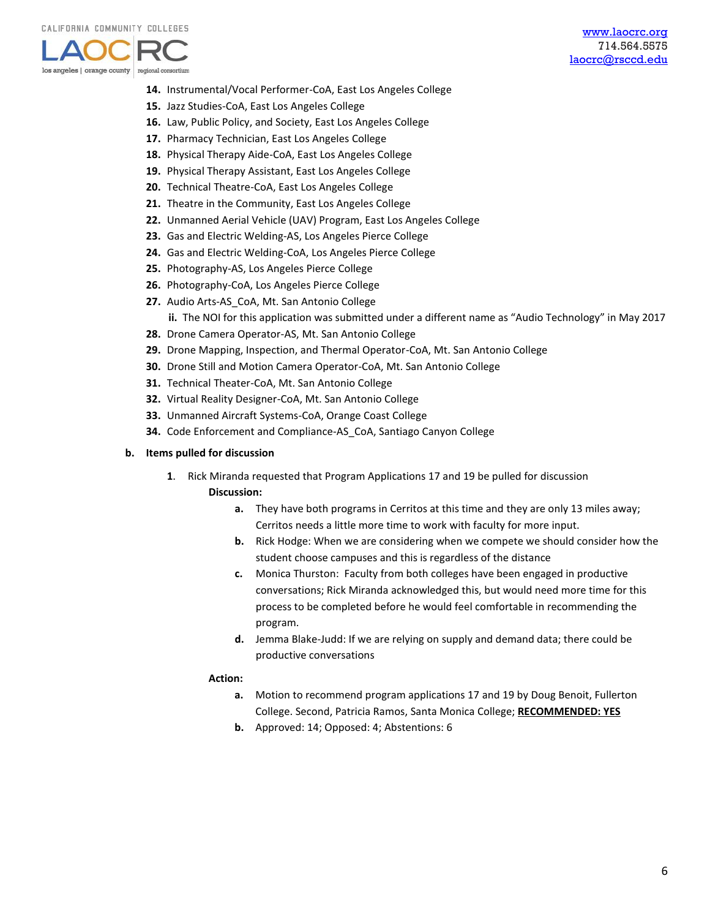14. Instrumental/Vocal Performer-CoA, East Los Angeles College
15. Jazz Studies-CoA, East Los Angeles College
16. Law, Public Policy, and Society, East Los Angeles College
17. Pharmacy Technician, East Los Angeles College
18. Physical Therapy Aide-CoA, East Los Angeles College
19. Physical Therapy Assistant, East Los Angeles College
20. Technical Theatre-CoA, East Los Angeles College
21. Theatre in the Community, East Los Angeles College
22. Unmanned Aerial Vehicle (UAV) Program, East Los Angeles College
23. Gas and Electric Welding-AS, Los Angeles Pierce College
24. Gas and Electric Welding-CoA, Los Angeles Pierce College
25. Photography-AS, Los Angeles Pierce College
26. Photography-CoA, Los Angeles Pierce College
27. Audio Arts-AS_CoA, Mt. San Antonio College
    - **ii.** The NOI for this application was submitted under a different name as "Audio Technology" in May 2017
28. Drone Camera Operator-AS, Mt. San Antonio College
29. Drone Mapping, Inspection, and Thermal Operator-CoA, Mt. San Antonio College
30. Drone Still and Motion Camera Operator-CoA, Mt. San Antonio College
31. Technical Theater-CoA, Mt. San Antonio College
32. Virtual Reality Designer-CoA, Mt. San Antonio College
33. Unmanned Aircraft Systems-CoA, Orange Coast College
34. Code Enforcement and Compliance-AS_CoA, Santiago Canyon College

**b. Items pulled for discussion**

1. Rick Miranda requested that Program Applications 17 and 19 be pulled for discussion

   **Discussion:**

   - **a.** They have both programs in Cerritos at this time and they are only 13 miles away; Cerritos needs a little more time to work with faculty for more input.
   - **b.** Rick Hodge: When we are considering when we compete we should consider how the student choose campuses and this is regardless of the distance
   - **c.** Monica Thurston: Faculty from both colleges have been engaged in productive conversations; Rick Miranda acknowledged this, but would need more time for this process to be completed before he would feel comfortable in recommending the program.
   - **d.** Jemma Blake-Judd: If we are relying on supply and demand data; there could be productive conversations

   **Action:**

   - **a.** Motion to recommend program applications 17 and 19 by Doug Benoit, Fullerton College. Second, Patricia Ramos, Santa Monica College; **RECOMMENDED: YES**
   - **b.** Approved: 14; Opposed: 4; Abstentions: 6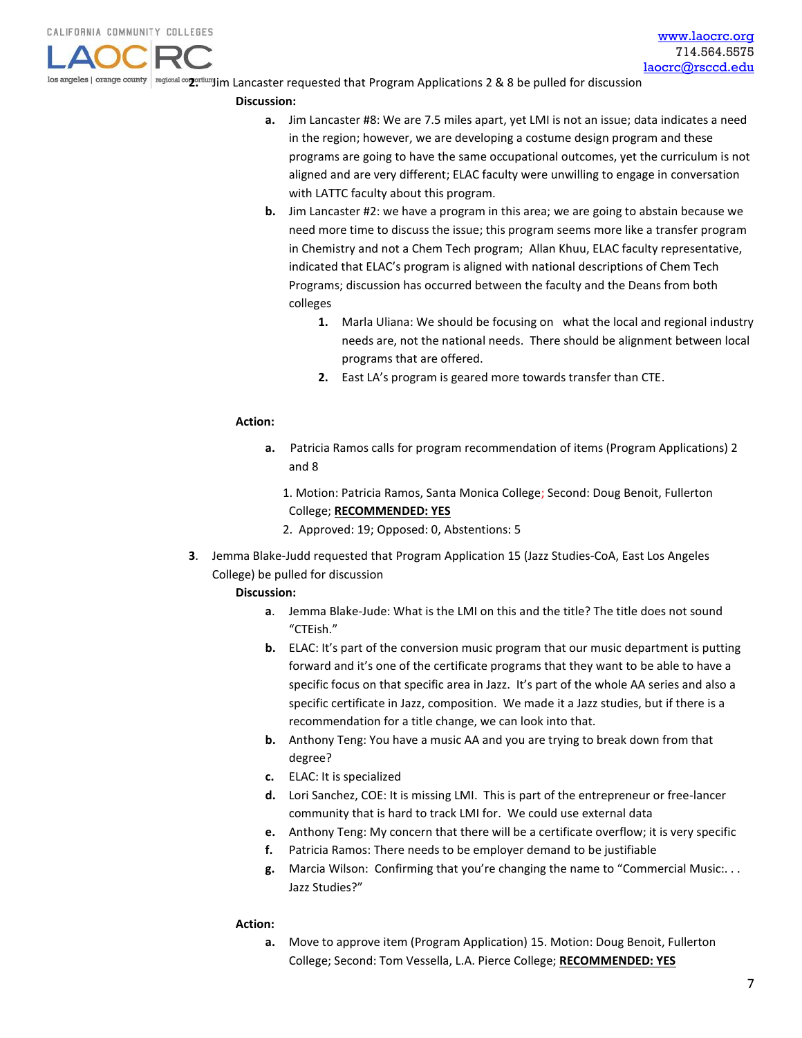2. Jim Lancaster requested that Program Applications 2 & 8 be pulled for discussion

**Discussion:**

a. Jim Lancaster #8: We are 7.5 miles apart, yet LMI is not an issue; data indicates a need in the region; however, we are developing a costume design program and these programs are going to have the same occupational outcomes, yet the curriculum is not aligned and are very different; ELAC faculty were unwilling to engage in conversation with LATTC faculty about this program.

b. Jim Lancaster #2: we have a program in this area; we are going to abstain because we need more time to discuss the issue; this program seems more like a transfer program in Chemistry and not a Chem Tech program; Allan Khuu, ELAC faculty representative, indicated that ELAC's program is aligned with national descriptions of Chem Tech Programs; discussion has occurred between the faculty and the Deans from both colleges

   1. Marla Uliana: We should be focusing on what the local and regional industry needs are, not the national needs. There should be alignment between local programs that are offered.
   2. East LA's program is geared more towards transfer than CTE.

**Action:**

a. Patricia Ramos calls for program recommendation of items (Program Applications) 2 and 8

   1. Motion: Patricia Ramos, Santa Monica College; Second: Doug Benoit, Fullerton College; **RECOMMENDED: YES**
   2. Approved: 19; Opposed: 0, Abstentions: 5

3. Jemma Blake-Judd requested that Program Application 15 (Jazz Studies-CoA, East Los Angeles College) be pulled for discussion

**Discussion:**

a. Jemma Blake-Jude: What is the LMI on this and the title? The title does not sound "CTEish."

b. ELAC: It's part of the conversion music program that our music department is putting forward and it's one of the certificate programs that they want to be able to have a specific focus on that specific area in Jazz. It's part of the whole AA series and also a specific certificate in Jazz, composition. We made it a Jazz studies, but if there is a recommendation for a title change, we can look into that.

b. Anthony Teng: You have a music AA and you are trying to break down from that degree?

c. ELAC: It is specialized

d. Lori Sanchez, COE: It is missing LMI. This is part of the entrepreneur or free-lancer community that is hard to track LMI for. We could use external data

e. Anthony Teng: My concern that there will be a certificate overflow; it is very specific

f. Patricia Ramos: There needs to be employer demand to be justifiable

g. Marcia Wilson: Confirming that you're changing the name to "Commercial Music:. . . Jazz Studies?"

**Action:**

a. Move to approve item (Program Application) 15. Motion: Doug Benoit, Fullerton College; Second: Tom Vessella, L.A. Pierce College; **RECOMMENDED: YES**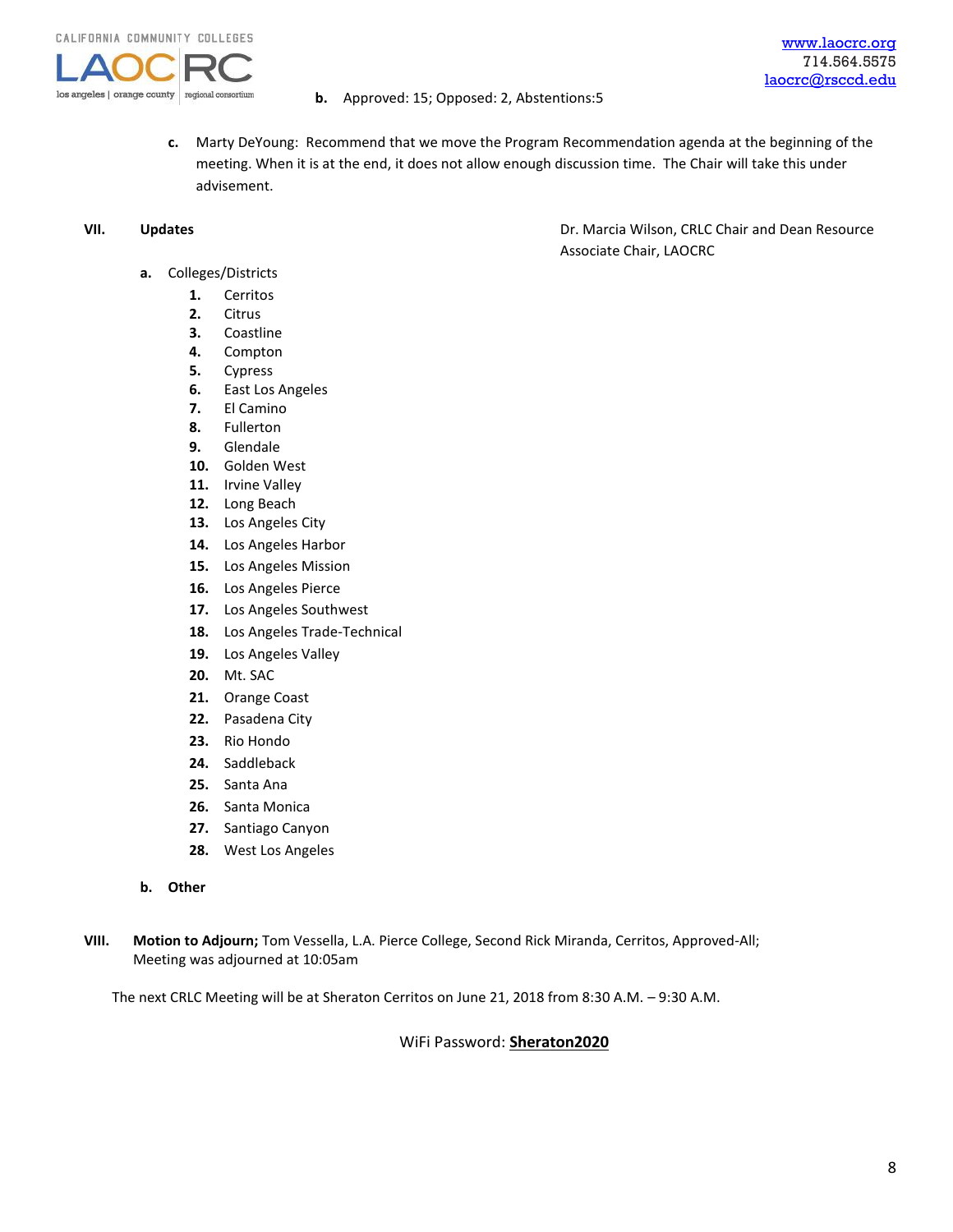b. Approved: 15; Opposed: 2, Abstentions:5

c. Marty DeYoung: Recommend that we move the Program Recommendation agenda at the beginning of the meeting. When it is at the end, it does not allow enough discussion time. The Chair will take this under advisement.

**VII. Updates** — Dr. Marcia Wilson, CRLC Chair and Dean Resource Associate Chair, LAOCRC

a. Colleges/Districts

1. Cerritos
2. Citrus
3. Coastline
4. Compton
5. Cypress
6. East Los Angeles
7. El Camino
8. Fullerton
9. Glendale
10. Golden West
11. Irvine Valley
12. Long Beach
13. Los Angeles City
14. Los Angeles Harbor
15. Los Angeles Mission
16. Los Angeles Pierce
17. Los Angeles Southwest
18. Los Angeles Trade-Technical
19. Los Angeles Valley
20. Mt. SAC
21. Orange Coast
22. Pasadena City
23. Rio Hondo
24. Saddleback
25. Santa Ana
26. Santa Monica
27. Santiago Canyon
28. West Los Angeles

**b. Other**

**VIII. Motion to Adjourn;** Tom Vessella, L.A. Pierce College, Second Rick Miranda, Cerritos, Approved-All; Meeting was adjourned at 10:05am

The next CRLC Meeting will be at Sheraton Cerritos on June 21, 2018 from 8:30 A.M. – 9:30 A.M.

WiFi Password: **Sheraton2020**